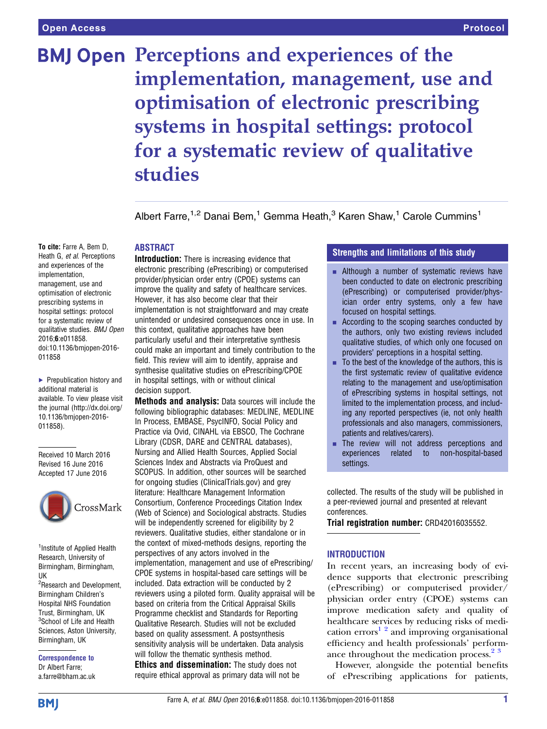Open Access

Protocol

# Perceptions and experiences of the implementation, management, use and optimisation of electronic prescribing systems in hospital settings: protocol for a systematic review of qualitative studies

Albert Farre,[1,2] Danai Bem,[1] Gemma Heath,[3] Karen Shaw,[1] Carole Cummins[1]

**To cite:** Farre A, Bem D, Heath G, *et al*. Perceptions and experiences of the implementation, management, use and optimisation of electronic prescribing systems in hospital settings: protocol for a systematic review of qualitative studies. *BMJ Open* 2016;**6**:e011858. doi:10.1136/bmjopen-2016-011858

▸ Prepublication history and additional material is available. To view please visit the journal (http://dx.doi.org/10.1136/bmjopen-2016-011858).

Received 10 March 2016
Revised 16 June 2016
Accepted 17 June 2016

[1]Institute of Applied Health Research, University of Birmingham, Birmingham, UK
[2]Research and Development, Birmingham Children's Hospital NHS Foundation Trust, Birmingham, UK
[3]School of Life and Health Sciences, Aston University, Birmingham, UK

**Correspondence to**
Dr Albert Farre;
a.farre@bham.ac.uk

## ABSTRACT

**Introduction:** There is increasing evidence that electronic prescribing (ePrescribing) or computerised provider/physician order entry (CPOE) systems can improve the quality and safety of healthcare services. However, it has also become clear that their implementation is not straightforward and may create unintended or undesired consequences once in use. In this context, qualitative approaches have been particularly useful and their interpretative synthesis could make an important and timely contribution to the field. This review will aim to identify, appraise and synthesise qualitative studies on ePrescribing/CPOE in hospital settings, with or without clinical decision support.

**Methods and analysis:** Data sources will include the following bibliographic databases: MEDLINE, MEDLINE In Process, EMBASE, PsycINFO, Social Policy and Practice via Ovid, CINAHL via EBSCO, The Cochrane Library (CDSR, DARE and CENTRAL databases), Nursing and Allied Health Sources, Applied Social Sciences Index and Abstracts via ProQuest and SCOPUS. In addition, other sources will be searched for ongoing studies (ClinicalTrials.gov) and grey literature: Healthcare Management Information Consortium, Conference Proceedings Citation Index (Web of Science) and Sociological abstracts. Studies will be independently screened for eligibility by 2 reviewers. Qualitative studies, either standalone or in the context of mixed-methods designs, reporting the perspectives of any actors involved in the implementation, management and use of ePrescribing/CPOE systems in hospital-based care settings will be included. Data extraction will be conducted by 2 reviewers using a piloted form. Quality appraisal will be based on criteria from the Critical Appraisal Skills Programme checklist and Standards for Reporting Qualitative Research. Studies will not be excluded based on quality assessment. A postsynthesis sensitivity analysis will be undertaken. Data analysis will follow the thematic synthesis method.

**Ethics and dissemination:** The study does not require ethical approval as primary data will not be collected. The results of the study will be published in a peer-reviewed journal and presented at relevant conferences.

**Trial registration number:** CRD42016035552.

## Strengths and limitations of this study

- Although a number of systematic reviews have been conducted to date on electronic prescribing (ePrescribing) or computerised provider/physician order entry systems, only a few have focused on hospital settings.
- According to the scoping searches conducted by the authors, only two existing reviews included qualitative studies, of which only one focused on providers' perceptions in a hospital setting.
- To the best of the knowledge of the authors, this is the first systematic review of qualitative evidence relating to the management and use/optimisation of ePrescribing systems in hospital settings, not limited to the implementation process, and including any reported perspectives (ie, not only health professionals and also managers, commissioners, patients and relatives/carers).
- The review will not address perceptions and experiences related to non-hospital-based settings.

## INTRODUCTION

In recent years, an increasing body of evidence supports that electronic prescribing (ePrescribing) or computerised provider/physician order entry (CPOE) systems can improve medication safety and quality of healthcare services by reducing risks of medication errors[1,2] and improving organisational efficiency and health professionals' performance throughout the medication process.[2,3]

However, alongside the potential benefits of ePrescribing applications for patients,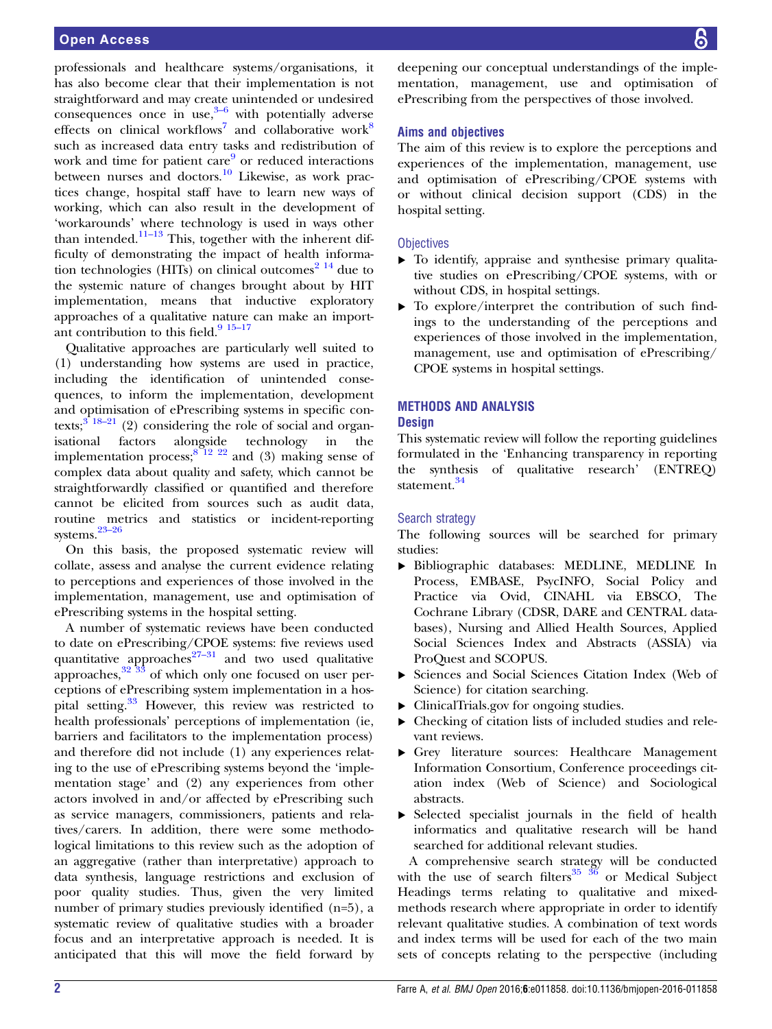professionals and healthcare systems/organisations, it has also become clear that their implementation is not straightforward and may create unintended or undesired consequences once in use,[3–6] with potentially adverse effects on clinical workflows[7] and collaborative work[8] such as increased data entry tasks and redistribution of work and time for patient care[9] or reduced interactions between nurses and doctors.[10] Likewise, as work practices change, hospital staff have to learn new ways of working, which can also result in the development of 'workarounds' where technology is used in ways other than intended.[11–13] This, together with the inherent difficulty of demonstrating the impact of health information technologies (HITs) on clinical outcomes[2 14] due to the systemic nature of changes brought about by HIT implementation, means that inductive exploratory approaches of a qualitative nature can make an important contribution to this field.[9 15–17]

Qualitative approaches are particularly well suited to (1) understanding how systems are used in practice, including the identification of unintended consequences, to inform the implementation, development and optimisation of ePrescribing systems in specific contexts;[3 18–21] (2) considering the role of social and organisational factors alongside technology in the implementation process;[8 12 22] and (3) making sense of complex data about quality and safety, which cannot be straightforwardly classified or quantified and therefore cannot be elicited from sources such as audit data, routine metrics and statistics or incident-reporting systems.[23–26]

On this basis, the proposed systematic review will collate, assess and analyse the current evidence relating to perceptions and experiences of those involved in the implementation, management, use and optimisation of ePrescribing systems in the hospital setting.

A number of systematic reviews have been conducted to date on ePrescribing/CPOE systems: five reviews used quantitative approaches[27–31] and two used qualitative approaches,[32 33] of which only one focused on user perceptions of ePrescribing system implementation in a hospital setting.[33] However, this review was restricted to health professionals' perceptions of implementation (ie, barriers and facilitators to the implementation process) and therefore did not include (1) any experiences relating to the use of ePrescribing systems beyond the 'implementation stage' and (2) any experiences from other actors involved in and/or affected by ePrescribing such as service managers, commissioners, patients and relatives/carers. In addition, there were some methodological limitations to this review such as the adoption of an aggregative (rather than interpretative) approach to data synthesis, language restrictions and exclusion of poor quality studies. Thus, given the very limited number of primary studies previously identified (n=5), a systematic review of qualitative studies with a broader focus and an interpretative approach is needed. It is anticipated that this will move the field forward by deepening our conceptual understandings of the implementation, management, use and optimisation of ePrescribing from the perspectives of those involved.

### Aims and objectives

The aim of this review is to explore the perceptions and experiences of the implementation, management, use and optimisation of ePrescribing/CPOE systems with or without clinical decision support (CDS) in the hospital setting.

#### Objectives

- To identify, appraise and synthesise primary qualitative studies on ePrescribing/CPOE systems, with or without CDS, in hospital settings.
- To explore/interpret the contribution of such findings to the understanding of the perceptions and experiences of those involved in the implementation, management, use and optimisation of ePrescribing/CPOE systems in hospital settings.

## METHODS AND ANALYSIS

### Design

This systematic review will follow the reporting guidelines formulated in the 'Enhancing transparency in reporting the synthesis of qualitative research' (ENTREQ) statement.[34]

#### Search strategy

The following sources will be searched for primary studies:

- Bibliographic databases: MEDLINE, MEDLINE In Process, EMBASE, PsycINFO, Social Policy and Practice via Ovid, CINAHL via EBSCO, The Cochrane Library (CDSR, DARE and CENTRAL databases), Nursing and Allied Health Sources, Applied Social Sciences Index and Abstracts (ASSIA) via ProQuest and SCOPUS.
- Sciences and Social Sciences Citation Index (Web of Science) for citation searching.
- ClinicalTrials.gov for ongoing studies.
- Checking of citation lists of included studies and relevant reviews.
- Grey literature sources: Healthcare Management Information Consortium, Conference proceedings citation index (Web of Science) and Sociological abstracts.
- Selected specialist journals in the field of health informatics and qualitative research will be hand searched for additional relevant studies.

A comprehensive search strategy will be conducted with the use of search filters[35 36] or Medical Subject Headings terms relating to qualitative and mixed-methods research where appropriate in order to identify relevant qualitative studies. A combination of text words and index terms will be used for each of the two main sets of concepts relating to the perspective (including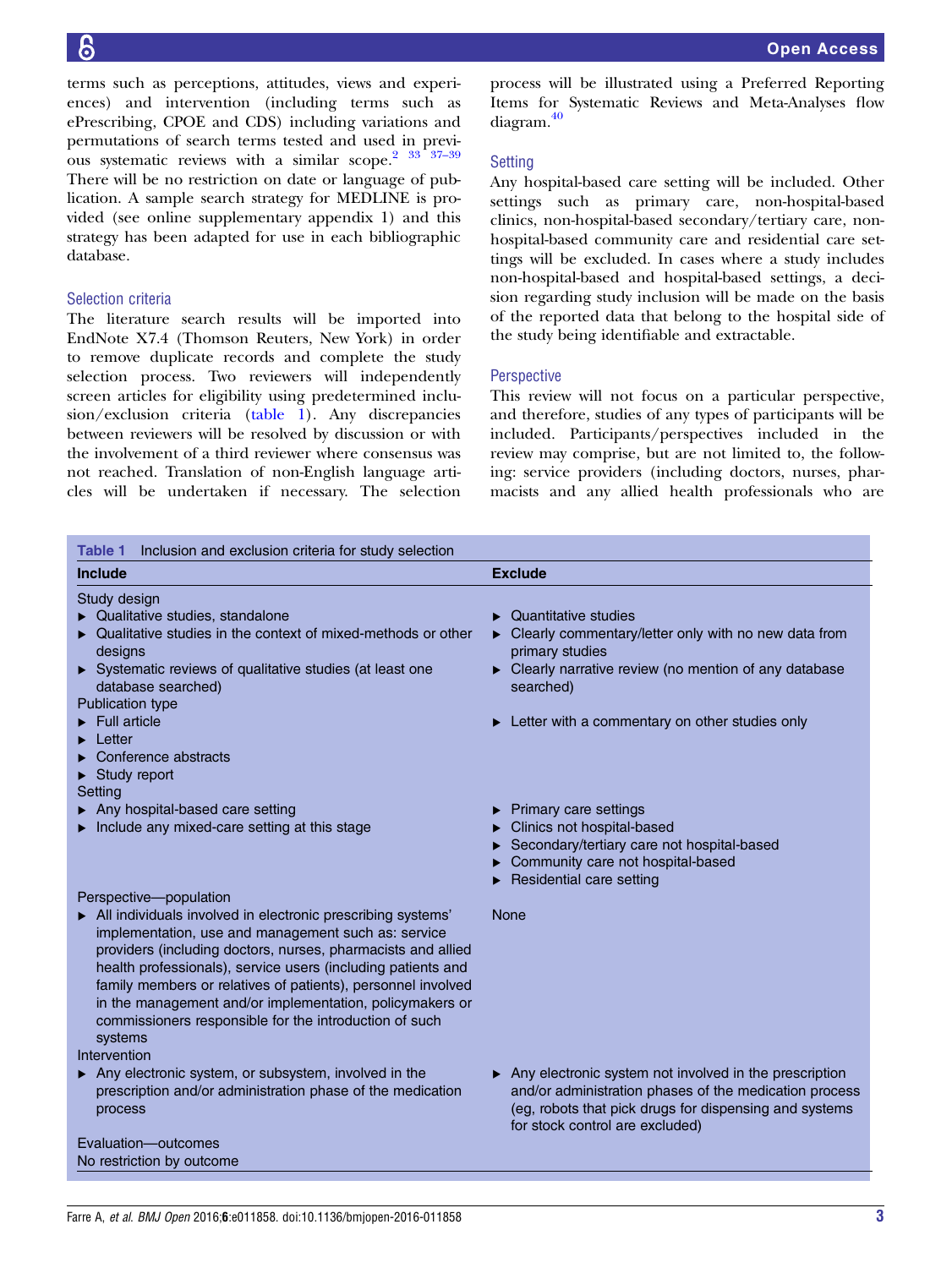terms such as perceptions, attitudes, views and experiences) and intervention (including terms such as ePrescribing, CPOE and CDS) including variations and permutations of search terms tested and used in previous systematic reviews with a similar scope.[2 33 37–39] There will be no restriction on date or language of publication. A sample search strategy for MEDLINE is provided (see online supplementary appendix 1) and this strategy has been adapted for use in each bibliographic database.

## Selection criteria

The literature search results will be imported into EndNote X7.4 (Thomson Reuters, New York) in order to remove duplicate records and complete the study selection process. Two reviewers will independently screen articles for eligibility using predetermined inclusion/exclusion criteria (table 1). Any discrepancies between reviewers will be resolved by discussion or with the involvement of a third reviewer where consensus was not reached. Translation of non-English language articles will be undertaken if necessary. The selection process will be illustrated using a Preferred Reporting Items for Systematic Reviews and Meta-Analyses flow diagram.[40]

## Setting

Any hospital-based care setting will be included. Other settings such as primary care, non-hospital-based clinics, non-hospital-based secondary/tertiary care, non-hospital-based community care and residential care settings will be excluded. In cases where a study includes non-hospital-based and hospital-based settings, a decision regarding study inclusion will be made on the basis of the reported data that belong to the hospital side of the study being identifiable and extractable.

## Perspective

This review will not focus on a particular perspective, and therefore, studies of any types of participants will be included. Participants/perspectives included in the review may comprise, but are not limited to, the following: service providers (including doctors, nurses, pharmacists and any allied health professionals who are

**Table 1** Inclusion and exclusion criteria for study selection

| Include | Exclude |
|---|---|
| **Study design** | |
| ▸ Qualitative studies, standalone | ▸ Quantitative studies |
| ▸ Qualitative studies in the context of mixed-methods or other designs | ▸ Clearly commentary/letter only with no new data from primary studies |
| ▸ Systematic reviews of qualitative studies (at least one database searched) | ▸ Clearly narrative review (no mention of any database searched) |
| **Publication type** | |
| ▸ Full article | ▸ Letter with a commentary on other studies only |
| ▸ Letter | |
| ▸ Conference abstracts | |
| ▸ Study report | |
| **Setting** | |
| ▸ Any hospital-based care setting | ▸ Primary care settings |
| ▸ Include any mixed-care setting at this stage | ▸ Clinics not hospital-based |
| | ▸ Secondary/tertiary care not hospital-based |
| | ▸ Community care not hospital-based |
| | ▸ Residential care setting |
| **Perspective—population** | |
| ▸ All individuals involved in electronic prescribing systems' implementation, use and management such as: service providers (including doctors, nurses, pharmacists and allied health professionals), service users (including patients and family members or relatives of patients), personnel involved in the management and/or implementation, policymakers or commissioners responsible for the introduction of such systems | None |
| **Intervention** | |
| ▸ Any electronic system, or subsystem, involved in the prescription and/or administration phase of the medication process | ▸ Any electronic system not involved in the prescription and/or administration phases of the medication process (eg, robots that pick drugs for dispensing and systems for stock control are excluded) |
| **Evaluation—outcomes** | |
| No restriction by outcome | |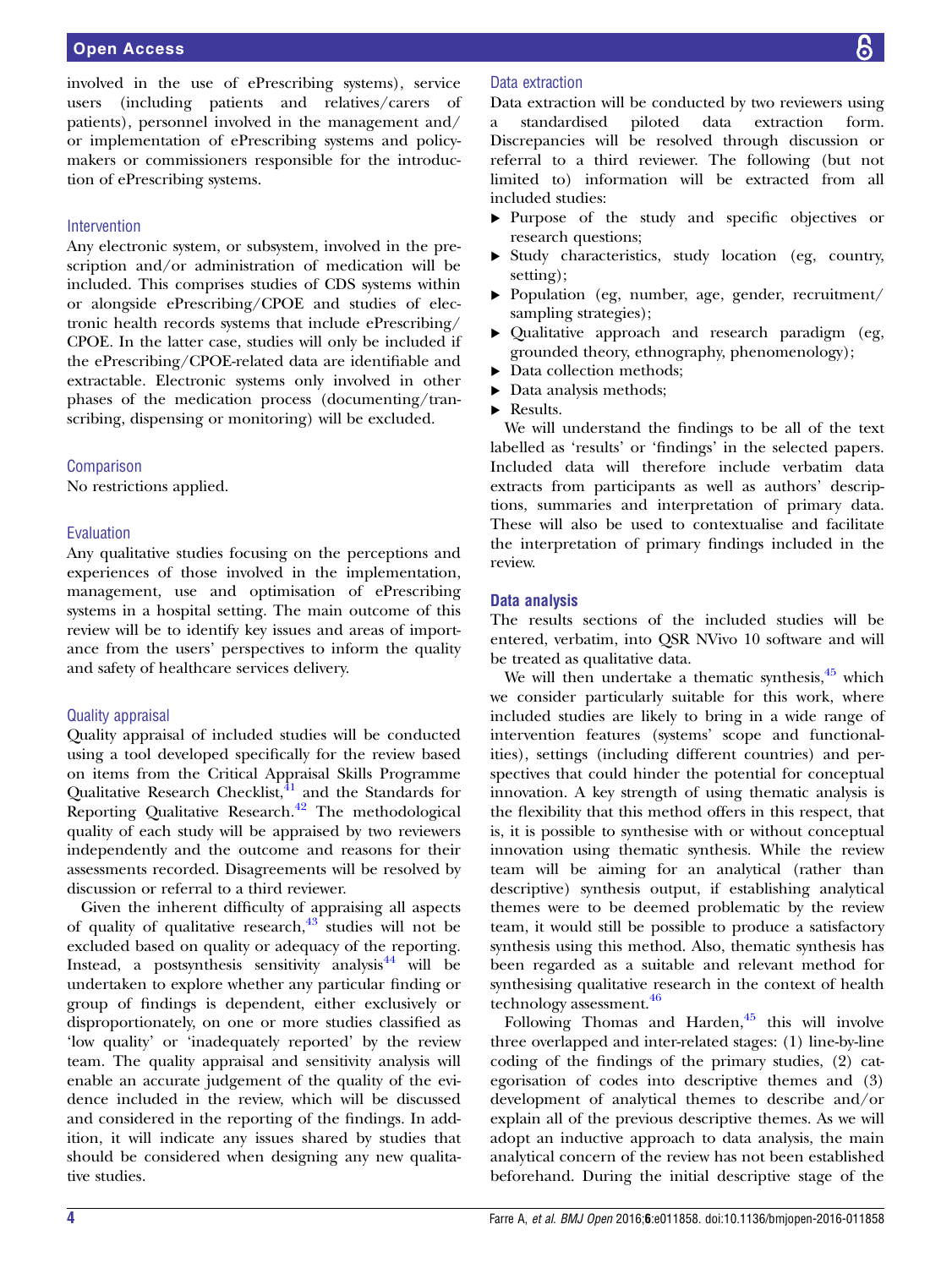involved in the use of ePrescribing systems), service users (including patients and relatives/carers of patients), personnel involved in the management and/or implementation of ePrescribing systems and policy-makers or commissioners responsible for the introduction of ePrescribing systems.

### Intervention

Any electronic system, or subsystem, involved in the prescription and/or administration of medication will be included. This comprises studies of CDS systems within or alongside ePrescribing/CPOE and studies of electronic health records systems that include ePrescribing/CPOE. In the latter case, studies will only be included if the ePrescribing/CPOE-related data are identifiable and extractable. Electronic systems only involved in other phases of the medication process (documenting/transcribing, dispensing or monitoring) will be excluded.

### Comparison

No restrictions applied.

### Evaluation

Any qualitative studies focusing on the perceptions and experiences of those involved in the implementation, management, use and optimisation of ePrescribing systems in a hospital setting. The main outcome of this review will be to identify key issues and areas of importance from the users' perspectives to inform the quality and safety of healthcare services delivery.

### Quality appraisal

Quality appraisal of included studies will be conducted using a tool developed specifically for the review based on items from the Critical Appraisal Skills Programme Qualitative Research Checklist,[41] and the Standards for Reporting Qualitative Research.[42] The methodological quality of each study will be appraised by two reviewers independently and the outcome and reasons for their assessments recorded. Disagreements will be resolved by discussion or referral to a third reviewer.

Given the inherent difficulty of appraising all aspects of quality of qualitative research,[43] studies will not be excluded based on quality or adequacy of the reporting. Instead, a postsynthesis sensitivity analysis[44] will be undertaken to explore whether any particular finding or group of findings is dependent, either exclusively or disproportionately, on one or more studies classified as 'low quality' or 'inadequately reported' by the review team. The quality appraisal and sensitivity analysis will enable an accurate judgement of the quality of the evidence included in the review, which will be discussed and considered in the reporting of the findings. In addition, it will indicate any issues shared by studies that should be considered when designing any new qualitative studies.

### Data extraction

Data extraction will be conducted by two reviewers using a standardised piloted data extraction form. Discrepancies will be resolved through discussion or referral to a third reviewer. The following (but not limited to) information will be extracted from all included studies:

- Purpose of the study and specific objectives or research questions;
- Study characteristics, study location (eg, country, setting);
- Population (eg, number, age, gender, recruitment/sampling strategies);
- Qualitative approach and research paradigm (eg, grounded theory, ethnography, phenomenology);
- Data collection methods;
- Data analysis methods;
- Results.

We will understand the findings to be all of the text labelled as 'results' or 'findings' in the selected papers. Included data will therefore include verbatim data extracts from participants as well as authors' descriptions, summaries and interpretation of primary data. These will also be used to contextualise and facilitate the interpretation of primary findings included in the review.

## Data analysis

The results sections of the included studies will be entered, verbatim, into QSR NVivo 10 software and will be treated as qualitative data.

We will then undertake a thematic synthesis,[45] which we consider particularly suitable for this work, where included studies are likely to bring in a wide range of intervention features (systems' scope and functionalities), settings (including different countries) and perspectives that could hinder the potential for conceptual innovation. A key strength of using thematic analysis is the flexibility that this method offers in this respect, that is, it is possible to synthesise with or without conceptual innovation using thematic synthesis. While the review team will be aiming for an analytical (rather than descriptive) synthesis output, if establishing analytical themes were to be deemed problematic by the review team, it would still be possible to produce a satisfactory synthesis using this method. Also, thematic synthesis has been regarded as a suitable and relevant method for synthesising qualitative research in the context of health technology assessment.[46]

Following Thomas and Harden,[45] this will involve three overlapped and inter-related stages: (1) line-by-line coding of the findings of the primary studies, (2) categorisation of codes into descriptive themes and (3) development of analytical themes to describe and/or explain all of the previous descriptive themes. As we will adopt an inductive approach to data analysis, the main analytical concern of the review has not been established beforehand. During the initial descriptive stage of the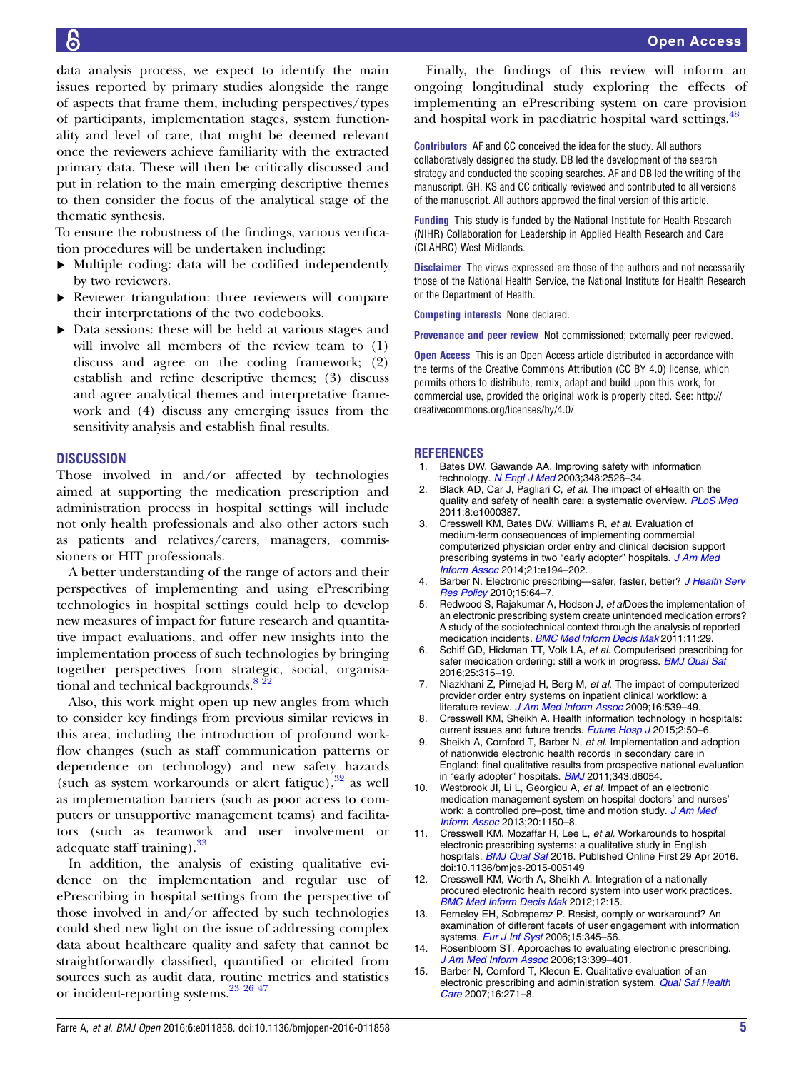data analysis process, we expect to identify the main issues reported by primary studies alongside the range of aspects that frame them, including perspectives/types of participants, implementation stages, system functionality and level of care, that might be deemed relevant once the reviewers achieve familiarity with the extracted primary data. These will then be critically discussed and put in relation to the main emerging descriptive themes to then consider the focus of the analytical stage of the thematic synthesis.

To ensure the robustness of the findings, various verification procedures will be undertaken including:

- Multiple coding: data will be codified independently by two reviewers.
- Reviewer triangulation: three reviewers will compare their interpretations of the two codebooks.
- Data sessions: these will be held at various stages and will involve all members of the review team to (1) discuss and agree on the coding framework; (2) establish and refine descriptive themes; (3) discuss and agree analytical themes and interpretative framework and (4) discuss any emerging issues from the sensitivity analysis and establish final results.

## DISCUSSION

Those involved in and/or affected by technologies aimed at supporting the medication prescription and administration process in hospital settings will include not only health professionals and also other actors such as patients and relatives/carers, managers, commissioners or HIT professionals.

A better understanding of the range of actors and their perspectives of implementing and using ePrescribing technologies in hospital settings could help to develop new measures of impact for future research and quantitative impact evaluations, and offer new insights into the implementation process of such technologies by bringing together perspectives from strategic, social, organisational and technical backgrounds.[8 22]

Also, this work might open up new angles from which to consider key findings from previous similar reviews in this area, including the introduction of profound workflow changes (such as staff communication patterns or dependence on technology) and new safety hazards (such as system workarounds or alert fatigue),[32] as well as implementation barriers (such as poor access to computers or unsupportive management teams) and facilitators (such as teamwork and user involvement or adequate staff training).[33]

In addition, the analysis of existing qualitative evidence on the implementation and regular use of ePrescribing in hospital settings from the perspective of those involved in and/or affected by such technologies could shed new light on the issue of addressing complex data about healthcare quality and safety that cannot be straightforwardly classified, quantified or elicited from sources such as audit data, routine metrics and statistics or incident-reporting systems.[23 26 47]

Finally, the findings of this review will inform an ongoing longitudinal study exploring the effects of implementing an ePrescribing system on care provision and hospital work in paediatric hospital ward settings.[48]

**Contributors** AF and CC conceived the idea for the study. All authors collaboratively designed the study. DB led the development of the search strategy and conducted the scoping searches. AF and DB led the writing of the manuscript. GH, KS and CC critically reviewed and contributed to all versions of the manuscript. All authors approved the final version of this article.

**Funding** This study is funded by the National Institute for Health Research (NIHR) Collaboration for Leadership in Applied Health Research and Care (CLAHRC) West Midlands.

**Disclaimer** The views expressed are those of the authors and not necessarily those of the National Health Service, the National Institute for Health Research or the Department of Health.

**Competing interests** None declared.

**Provenance and peer review** Not commissioned; externally peer reviewed.

**Open Access** This is an Open Access article distributed in accordance with the terms of the Creative Commons Attribution (CC BY 4.0) license, which permits others to distribute, remix, adapt and build upon this work, for commercial use, provided the original work is properly cited. See: http://creativecommons.org/licenses/by/4.0/

## REFERENCES

1. Bates DW, Gawande AA. Improving safety with information technology. *N Engl J Med* 2003;348:2526–34.
2. Black AD, Car J, Pagliari C, *et al*. The impact of eHealth on the quality and safety of health care: a systematic overview. *PLoS Med* 2011;8:e1000387.
3. Cresswell KM, Bates DW, Williams R, *et al*. Evaluation of medium-term consequences of implementing commercial computerized physician order entry and clinical decision support prescribing systems in two "early adopter" hospitals. *J Am Med Inform Assoc* 2014;21:e194–202.
4. Barber N. Electronic prescribing—safer, faster, better? *J Health Serv Res Policy* 2010;15:64–7.
5. Redwood S, Rajakumar A, Hodson J, *et al*Does the implementation of an electronic prescribing system create unintended medication errors? A study of the sociotechnical context through the analysis of reported medication incidents. *BMC Med Inform Decis Mak* 2011;11:29.
6. Schiff GD, Hickman TT, Volk LA, *et al*. Computerised prescribing for safer medication ordering: still a work in progress. *BMJ Qual Saf* 2016;25:315–19.
7. Niazkhani Z, Pirnejad H, Berg M, *et al*. The impact of computerized provider order entry systems on inpatient clinical workflow: a literature review. *J Am Med Inform Assoc* 2009;16:539–49.
8. Cresswell KM, Sheikh A. Health information technology in hospitals: current issues and future trends. *Future Hosp J* 2015;2:50–6.
9. Sheikh A, Cornford T, Barber N, *et al*. Implementation and adoption of nationwide electronic health records in secondary care in England: final qualitative results from prospective national evaluation in "early adopter" hospitals. *BMJ* 2011;343:d6054.
10. Westbrook JI, Li L, Georgiou A, *et al*. Impact of an electronic medication management system on hospital doctors' and nurses' work: a controlled pre–post, time and motion study. *J Am Med Inform Assoc* 2013;20:1150–8.
11. Cresswell KM, Mozaffar H, Lee L, *et al*. Workarounds to hospital electronic prescribing systems: a qualitative study in English hospitals. *BMJ Qual Saf* 2016. Published Online First 29 Apr 2016. doi:10.1136/bmjqs-2015-005149
12. Cresswell KM, Worth A, Sheikh A. Integration of a nationally procured electronic health record system into user work practices. *BMC Med Inform Decis Mak* 2012;12:15.
13. Ferneley EH, Sobreperez P. Resist, comply or workaround? An examination of different facets of user engagement with information systems. *Eur J Inf Syst* 2006;15:345–56.
14. Rosenbloom ST. Approaches to evaluating electronic prescribing. *J Am Med Inform Assoc* 2006;13:399–401.
15. Barber N, Cornford T, Klecun E. Qualitative evaluation of an electronic prescribing and administration system. *Qual Saf Health Care* 2007;16:271–8.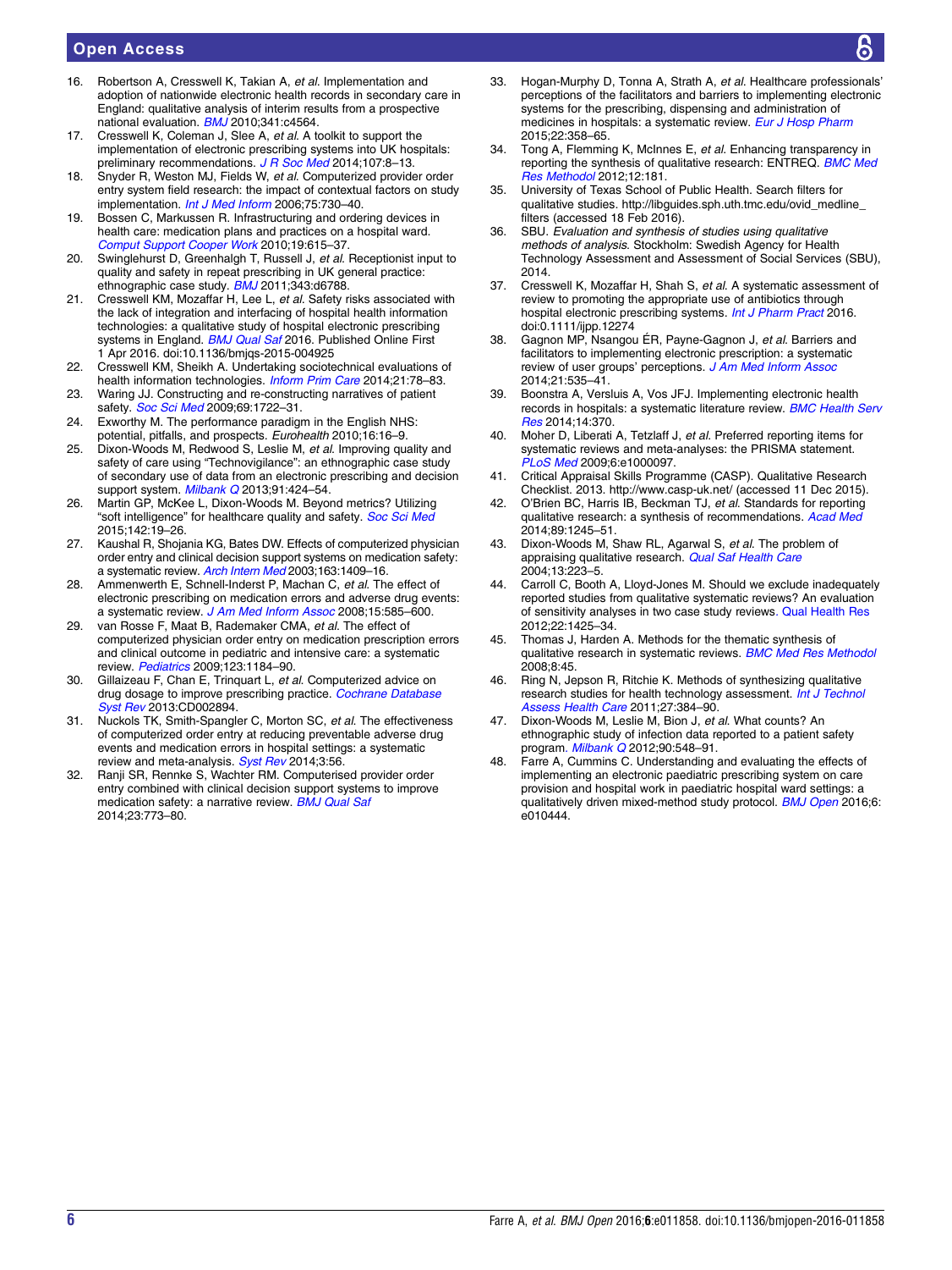16. Robertson A, Cresswell K, Takian A, *et al*. Implementation and adoption of nationwide electronic health records in secondary care in England: qualitative analysis of interim results from a prospective national evaluation. *BMJ* 2010;341:c4564.
17. Cresswell K, Coleman J, Slee A, *et al*. A toolkit to support the implementation of electronic prescribing systems into UK hospitals: preliminary recommendations. *J R Soc Med* 2014;107:8–13.
18. Snyder R, Weston MJ, Fields W, *et al*. Computerized provider order entry system field research: the impact of contextual factors on study implementation. *Int J Med Inform* 2006;75:730–40.
19. Bossen C, Markussen R. Infrastructuring and ordering devices in health care: medication plans and practices on a hospital ward. *Comput Support Cooper Work* 2010;19:615–37.
20. Swinglehurst D, Greenhalgh T, Russell J, *et al*. Receptionist input to quality and safety in repeat prescribing in UK general practice: ethnographic case study. *BMJ* 2011;343:d6788.
21. Cresswell KM, Mozaffar H, Lee L, *et al*. Safety risks associated with the lack of integration and interfacing of hospital health information technologies: a qualitative study of hospital electronic prescribing systems in England. *BMJ Qual Saf* 2016. Published Online First 1 Apr 2016. doi:10.1136/bmjqs-2015-004925
22. Cresswell KM, Sheikh A. Undertaking sociotechnical evaluations of health information technologies. *Inform Prim Care* 2014;21:78–83.
23. Waring JJ. Constructing and re-constructing narratives of patient safety. *Soc Sci Med* 2009;69:1722–31.
24. Exworthy M. The performance paradigm in the English NHS: potential, pitfalls, and prospects. *Eurohealth* 2010;16:16–9.
25. Dixon-Woods M, Redwood S, Leslie M, *et al*. Improving quality and safety of care using "Technovigilance": an ethnographic case study of secondary use of data from an electronic prescribing and decision support system. *Milbank Q* 2013;91:424–54.
26. Martin GP, McKee L, Dixon-Woods M. Beyond metrics? Utilizing "soft intelligence" for healthcare quality and safety. *Soc Sci Med* 2015;142:19–26.
27. Kaushal R, Shojania KG, Bates DW. Effects of computerized physician order entry and clinical decision support systems on medication safety: a systematic review. *Arch Intern Med* 2003;163:1409–16.
28. Ammenwerth E, Schnell-Inderst P, Machan C, *et al*. The effect of electronic prescribing on medication errors and adverse drug events: a systematic review. *J Am Med Inform Assoc* 2008;15:585–600.
29. van Rosse F, Maat B, Rademaker CMA, *et al*. The effect of computerized physician order entry on medication prescription errors and clinical outcome in pediatric and intensive care: a systematic review. *Pediatrics* 2009;123:1184–90.
30. Gillaizeau F, Chan E, Trinquart L, *et al*. Computerized advice on drug dosage to improve prescribing practice. *Cochrane Database Syst Rev* 2013:CD002894.
31. Nuckols TK, Smith-Spangler C, Morton SC, *et al*. The effectiveness of computerized order entry at reducing preventable adverse drug events and medication errors in hospital settings: a systematic review and meta-analysis. *Syst Rev* 2014;3:56.
32. Ranji SR, Rennke S, Wachter RM. Computerised provider order entry combined with clinical decision support systems to improve medication safety: a narrative review. *BMJ Qual Saf* 2014;23:773–80.
33. Hogan-Murphy D, Tonna A, Strath A, *et al*. Healthcare professionals' perceptions of the facilitators and barriers to implementing electronic systems for the prescribing, dispensing and administration of medicines in hospitals: a systematic review. *Eur J Hosp Pharm* 2015;22:358–65.
34. Tong A, Flemming K, McInnes E, *et al*. Enhancing transparency in reporting the synthesis of qualitative research: ENTREQ. *BMC Med Res Methodol* 2012;12:181.
35. University of Texas School of Public Health. Search filters for qualitative studies. http://libguides.sph.uth.tmc.edu/ovid_medline_filters (accessed 18 Feb 2016).
36. SBU. *Evaluation and synthesis of studies using qualitative methods of analysis*. Stockholm: Swedish Agency for Health Technology Assessment and Assessment of Social Services (SBU), 2014.
37. Cresswell K, Mozaffar H, Shah S, *et al*. A systematic assessment of review to promoting the appropriate use of antibiotics through hospital electronic prescribing systems. *Int J Pharm Pract* 2016. doi:0.1111/ijpp.12274
38. Gagnon MP, Nsangou ÉR, Payne-Gagnon J, *et al*. Barriers and facilitators to implementing electronic prescription: a systematic review of user groups' perceptions. *J Am Med Inform Assoc* 2014;21:535–41.
39. Boonstra A, Versluis A, Vos JFJ. Implementing electronic health records in hospitals: a systematic literature review. *BMC Health Serv Res* 2014;14:370.
40. Moher D, Liberati A, Tetzlaff J, *et al*. Preferred reporting items for systematic reviews and meta-analyses: the PRISMA statement. *PLoS Med* 2009;6:e1000097.
41. Critical Appraisal Skills Programme (CASP). Qualitative Research Checklist. 2013. http://www.casp-uk.net/ (accessed 11 Dec 2015).
42. O'Brien BC, Harris IB, Beckman TJ, *et al*. Standards for reporting qualitative research: a synthesis of recommendations. *Acad Med* 2014;89:1245–51.
43. Dixon-Woods M, Shaw RL, Agarwal S, *et al*. The problem of appraising qualitative research. *Qual Saf Health Care* 2004;13:223–5.
44. Carroll C, Booth A, Lloyd-Jones M. Should we exclude inadequately reported studies from qualitative systematic reviews? An evaluation of sensitivity analyses in two case study reviews. Qual Health Res 2012;22:1425–34.
45. Thomas J, Harden A. Methods for the thematic synthesis of qualitative research in systematic reviews. *BMC Med Res Methodol* 2008;8:45.
46. Ring N, Jepson R, Ritchie K. Methods of synthesizing qualitative research studies for health technology assessment. *Int J Technol Assess Health Care* 2011;27:384–90.
47. Dixon-Woods M, Leslie M, Bion J, *et al*. What counts? An ethnographic study of infection data reported to a patient safety program. *Milbank Q* 2012;90:548–91.
48. Farre A, Cummins C. Understanding and evaluating the effects of implementing an electronic paediatric prescribing system on care provision and hospital work in paediatric hospital ward settings: a qualitatively driven mixed-method study protocol. *BMJ Open* 2016;6:e010444.